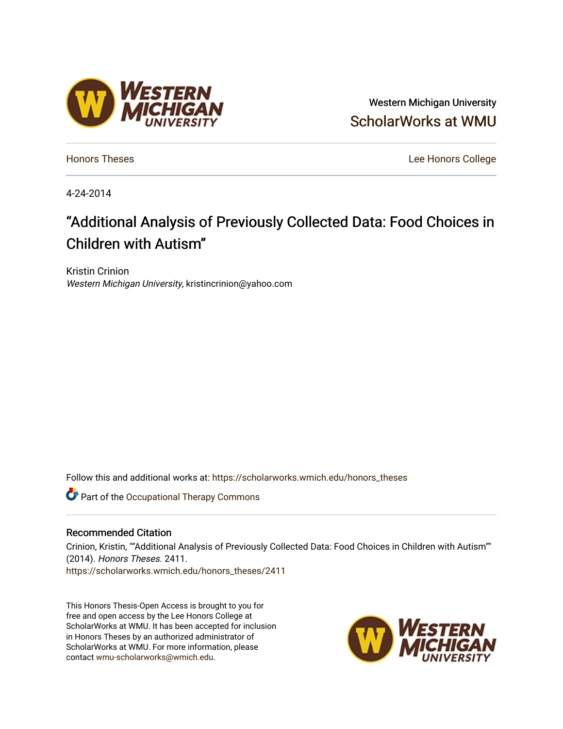Western Michigan University

ScholarWorks at WMU

Honors Theses

Lee Honors College

4-24-2014

# "Additional Analysis of Previously Collected Data: Food Choices in Children with Autism"

Kristin Crinion
*Western Michigan University*, kristincrinion@yahoo.com

Follow this and additional works at: https://scholarworks.wmich.edu/honors_theses

Part of the Occupational Therapy Commons

## Recommended Citation

Crinion, Kristin, ""Additional Analysis of Previously Collected Data: Food Choices in Children with Autism"" (2014). *Honors Theses*. 2411.
https://scholarworks.wmich.edu/honors_theses/2411

This Honors Thesis-Open Access is brought to you for free and open access by the Lee Honors College at ScholarWorks at WMU. It has been accepted for inclusion in Honors Theses by an authorized administrator of ScholarWorks at WMU. For more information, please contact wmu-scholarworks@wmich.edu.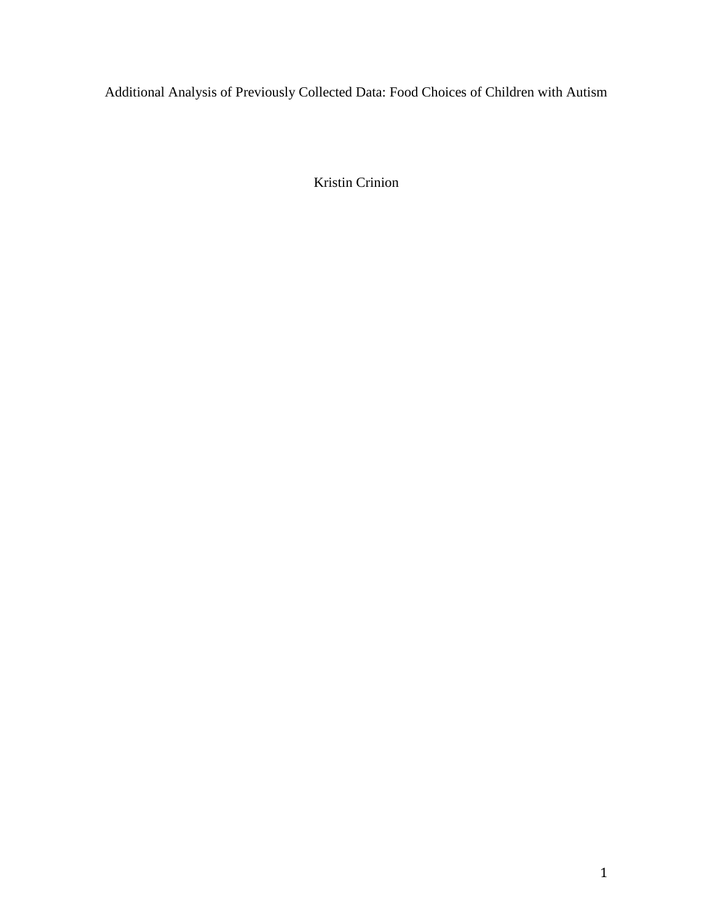# Additional Analysis of Previously Collected Data: Food Choices of Children with Autism

Kristin Crinion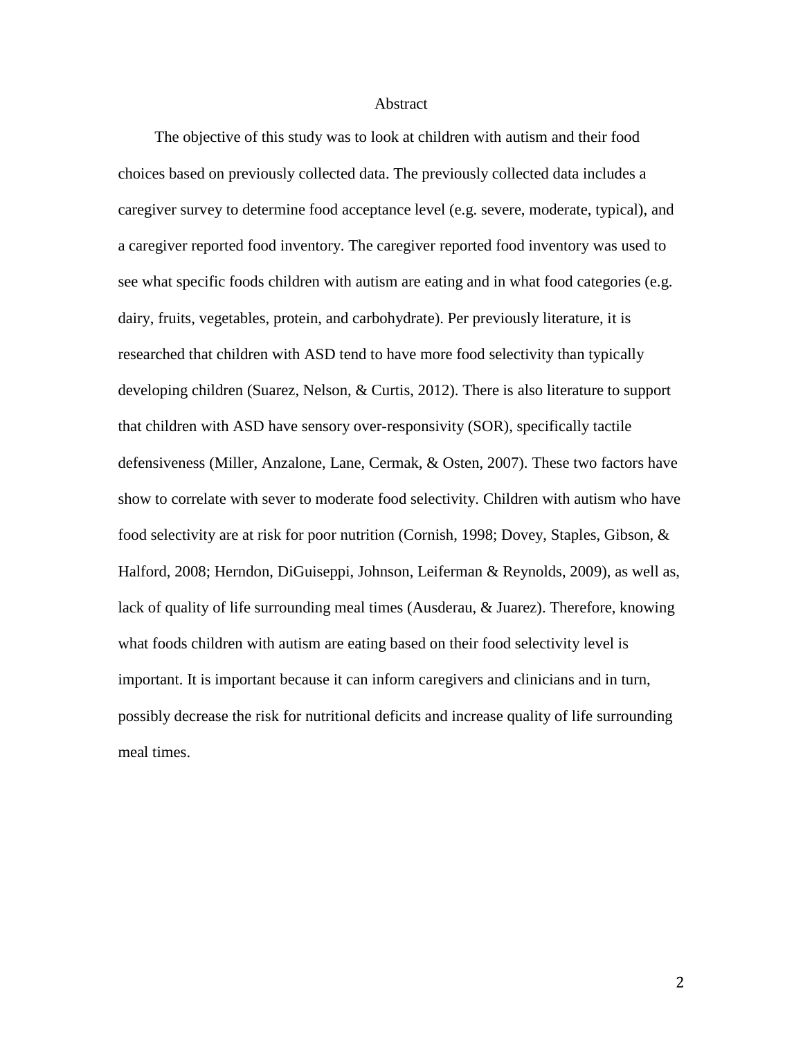# Abstract

The objective of this study was to look at children with autism and their food choices based on previously collected data. The previously collected data includes a caregiver survey to determine food acceptance level (e.g. severe, moderate, typical), and a caregiver reported food inventory. The caregiver reported food inventory was used to see what specific foods children with autism are eating and in what food categories (e.g. dairy, fruits, vegetables, protein, and carbohydrate). Per previously literature, it is researched that children with ASD tend to have more food selectivity than typically developing children (Suarez, Nelson, & Curtis, 2012). There is also literature to support that children with ASD have sensory over-responsivity (SOR), specifically tactile defensiveness (Miller, Anzalone, Lane, Cermak, & Osten, 2007). These two factors have show to correlate with sever to moderate food selectivity. Children with autism who have food selectivity are at risk for poor nutrition (Cornish, 1998; Dovey, Staples, Gibson, & Halford, 2008; Herndon, DiGuiseppi, Johnson, Leiferman & Reynolds, 2009), as well as, lack of quality of life surrounding meal times (Ausderau, & Juarez). Therefore, knowing what foods children with autism are eating based on their food selectivity level is important. It is important because it can inform caregivers and clinicians and in turn, possibly decrease the risk for nutritional deficits and increase quality of life surrounding meal times.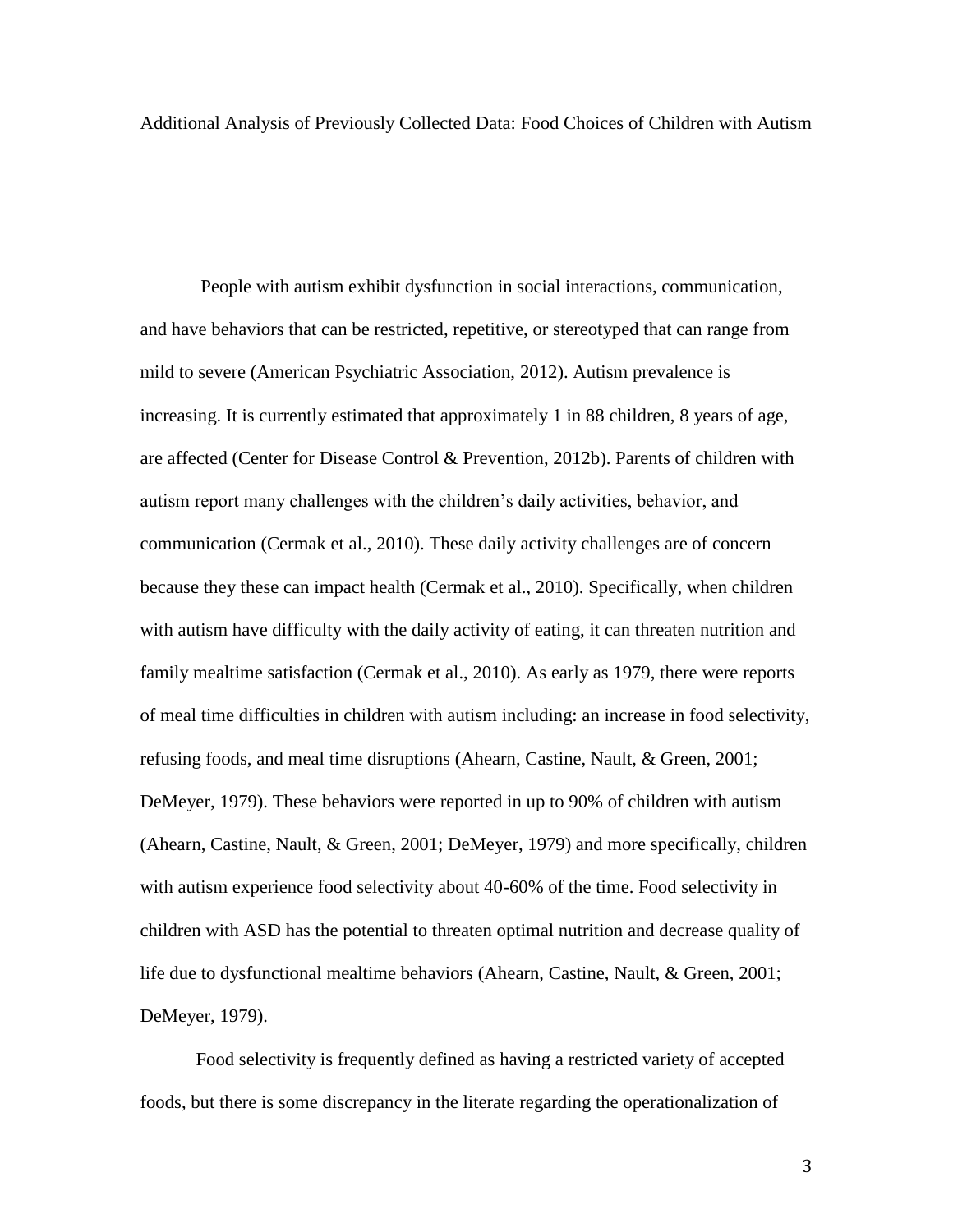Additional Analysis of Previously Collected Data: Food Choices of Children with Autism

People with autism exhibit dysfunction in social interactions, communication, and have behaviors that can be restricted, repetitive, or stereotyped that can range from mild to severe (American Psychiatric Association, 2012). Autism prevalence is increasing. It is currently estimated that approximately 1 in 88 children, 8 years of age, are affected (Center for Disease Control & Prevention, 2012b). Parents of children with autism report many challenges with the children's daily activities, behavior, and communication (Cermak et al., 2010). These daily activity challenges are of concern because they these can impact health (Cermak et al., 2010). Specifically, when children with autism have difficulty with the daily activity of eating, it can threaten nutrition and family mealtime satisfaction (Cermak et al., 2010). As early as 1979, there were reports of meal time difficulties in children with autism including: an increase in food selectivity, refusing foods, and meal time disruptions (Ahearn, Castine, Nault, & Green, 2001; DeMeyer, 1979). These behaviors were reported in up to 90% of children with autism (Ahearn, Castine, Nault, & Green, 2001; DeMeyer, 1979) and more specifically, children with autism experience food selectivity about 40-60% of the time. Food selectivity in children with ASD has the potential to threaten optimal nutrition and decrease quality of life due to dysfunctional mealtime behaviors (Ahearn, Castine, Nault, & Green, 2001; DeMeyer, 1979).

Food selectivity is frequently defined as having a restricted variety of accepted foods, but there is some discrepancy in the literate regarding the operationalization of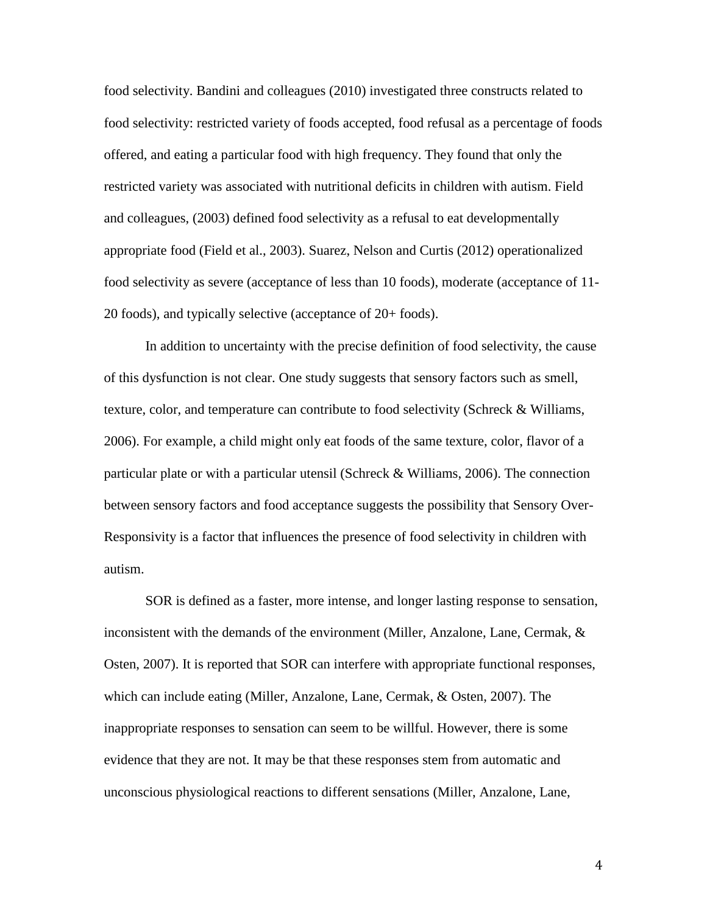food selectivity. Bandini and colleagues (2010) investigated three constructs related to food selectivity: restricted variety of foods accepted, food refusal as a percentage of foods offered, and eating a particular food with high frequency. They found that only the restricted variety was associated with nutritional deficits in children with autism. Field and colleagues, (2003) defined food selectivity as a refusal to eat developmentally appropriate food (Field et al., 2003). Suarez, Nelson and Curtis (2012) operationalized food selectivity as severe (acceptance of less than 10 foods), moderate (acceptance of 11-20 foods), and typically selective (acceptance of 20+ foods).

In addition to uncertainty with the precise definition of food selectivity, the cause of this dysfunction is not clear. One study suggests that sensory factors such as smell, texture, color, and temperature can contribute to food selectivity (Schreck & Williams, 2006). For example, a child might only eat foods of the same texture, color, flavor of a particular plate or with a particular utensil (Schreck & Williams, 2006). The connection between sensory factors and food acceptance suggests the possibility that Sensory Over-Responsivity is a factor that influences the presence of food selectivity in children with autism.

SOR is defined as a faster, more intense, and longer lasting response to sensation, inconsistent with the demands of the environment (Miller, Anzalone, Lane, Cermak, & Osten, 2007). It is reported that SOR can interfere with appropriate functional responses, which can include eating (Miller, Anzalone, Lane, Cermak, & Osten, 2007). The inappropriate responses to sensation can seem to be willful. However, there is some evidence that they are not. It may be that these responses stem from automatic and unconscious physiological reactions to different sensations (Miller, Anzalone, Lane,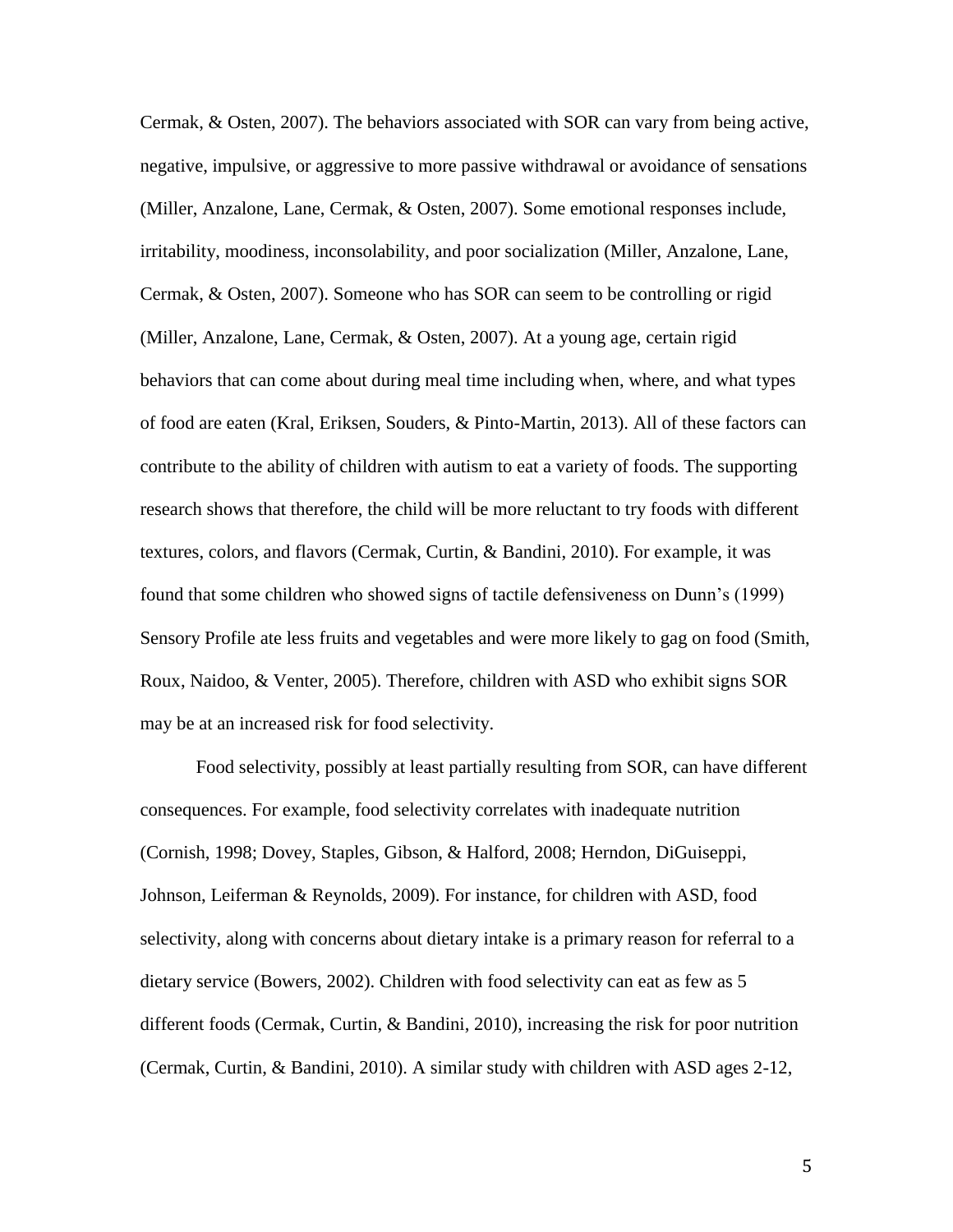Cermak, & Osten, 2007). The behaviors associated with SOR can vary from being active, negative, impulsive, or aggressive to more passive withdrawal or avoidance of sensations (Miller, Anzalone, Lane, Cermak, & Osten, 2007). Some emotional responses include, irritability, moodiness, inconsolability, and poor socialization (Miller, Anzalone, Lane, Cermak, & Osten, 2007). Someone who has SOR can seem to be controlling or rigid (Miller, Anzalone, Lane, Cermak, & Osten, 2007). At a young age, certain rigid behaviors that can come about during meal time including when, where, and what types of food are eaten (Kral, Eriksen, Souders, & Pinto-Martin, 2013). All of these factors can contribute to the ability of children with autism to eat a variety of foods. The supporting research shows that therefore, the child will be more reluctant to try foods with different textures, colors, and flavors (Cermak, Curtin, & Bandini, 2010). For example, it was found that some children who showed signs of tactile defensiveness on Dunn's (1999) Sensory Profile ate less fruits and vegetables and were more likely to gag on food (Smith, Roux, Naidoo, & Venter, 2005). Therefore, children with ASD who exhibit signs SOR may be at an increased risk for food selectivity.

Food selectivity, possibly at least partially resulting from SOR, can have different consequences. For example, food selectivity correlates with inadequate nutrition (Cornish, 1998; Dovey, Staples, Gibson, & Halford, 2008; Herndon, DiGuiseppi, Johnson, Leiferman & Reynolds, 2009). For instance, for children with ASD, food selectivity, along with concerns about dietary intake is a primary reason for referral to a dietary service (Bowers, 2002). Children with food selectivity can eat as few as 5 different foods (Cermak, Curtin, & Bandini, 2010), increasing the risk for poor nutrition (Cermak, Curtin, & Bandini, 2010). A similar study with children with ASD ages 2-12,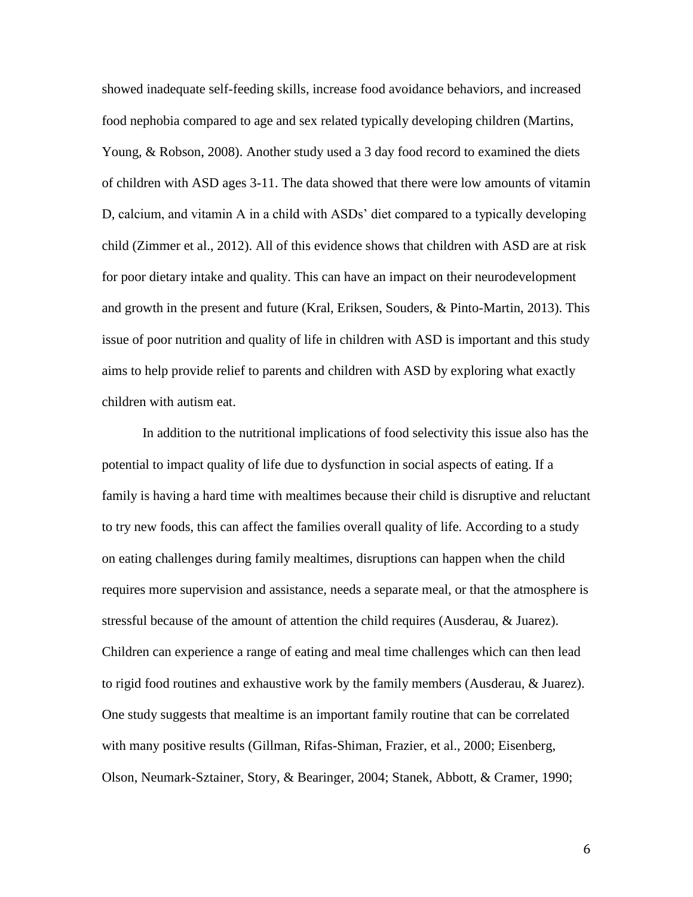showed inadequate self-feeding skills, increase food avoidance behaviors, and increased food nephobia compared to age and sex related typically developing children (Martins, Young, & Robson, 2008). Another study used a 3 day food record to examined the diets of children with ASD ages 3-11. The data showed that there were low amounts of vitamin D, calcium, and vitamin A in a child with ASDs' diet compared to a typically developing child (Zimmer et al., 2012). All of this evidence shows that children with ASD are at risk for poor dietary intake and quality. This can have an impact on their neurodevelopment and growth in the present and future (Kral, Eriksen, Souders, & Pinto-Martin, 2013). This issue of poor nutrition and quality of life in children with ASD is important and this study aims to help provide relief to parents and children with ASD by exploring what exactly children with autism eat.

In addition to the nutritional implications of food selectivity this issue also has the potential to impact quality of life due to dysfunction in social aspects of eating. If a family is having a hard time with mealtimes because their child is disruptive and reluctant to try new foods, this can affect the families overall quality of life. According to a study on eating challenges during family mealtimes, disruptions can happen when the child requires more supervision and assistance, needs a separate meal, or that the atmosphere is stressful because of the amount of attention the child requires (Ausderau, & Juarez). Children can experience a range of eating and meal time challenges which can then lead to rigid food routines and exhaustive work by the family members (Ausderau, & Juarez). One study suggests that mealtime is an important family routine that can be correlated with many positive results (Gillman, Rifas-Shiman, Frazier, et al., 2000; Eisenberg, Olson, Neumark-Sztainer, Story, & Bearinger, 2004; Stanek, Abbott, & Cramer, 1990;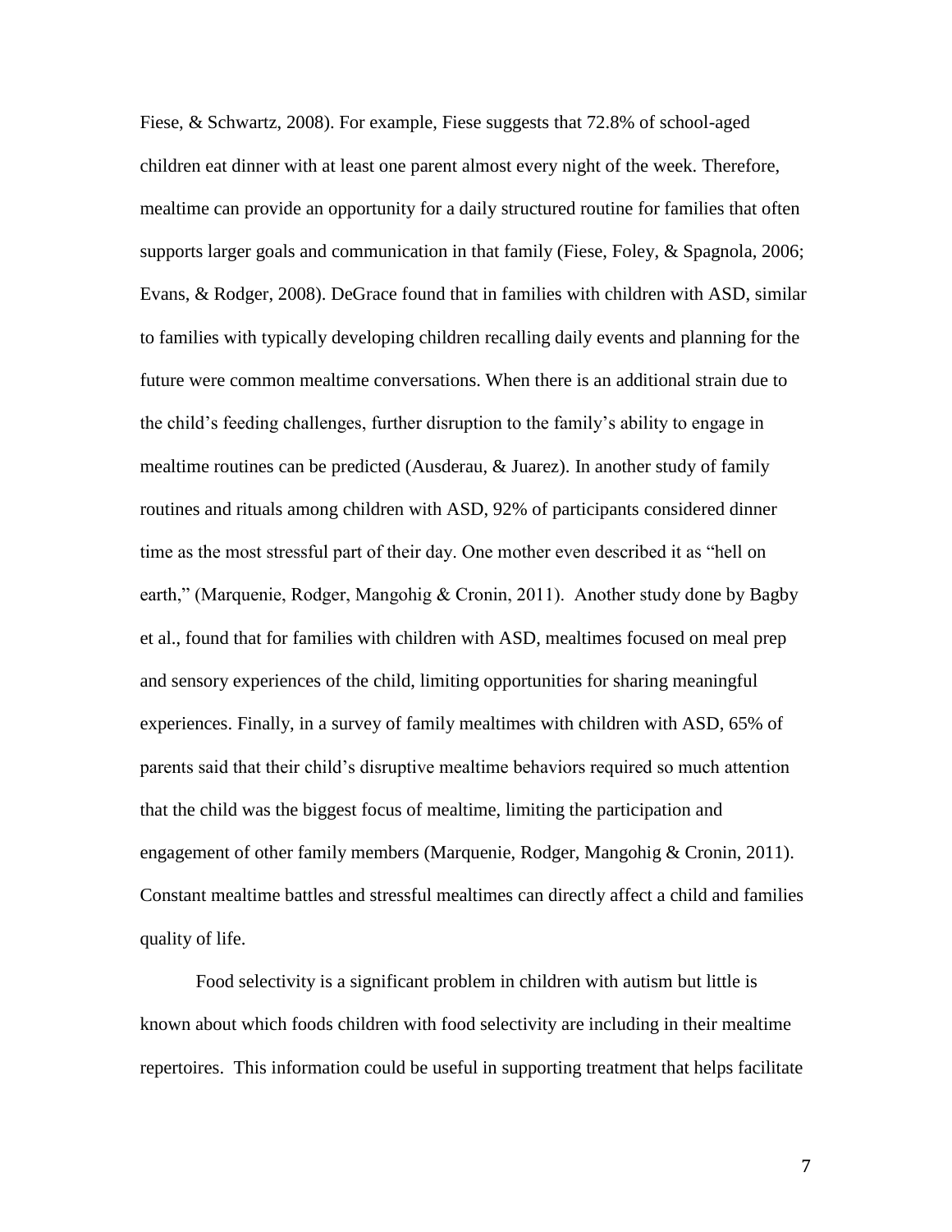Fiese, & Schwartz, 2008). For example, Fiese suggests that 72.8% of school-aged children eat dinner with at least one parent almost every night of the week. Therefore, mealtime can provide an opportunity for a daily structured routine for families that often supports larger goals and communication in that family (Fiese, Foley, & Spagnola, 2006; Evans, & Rodger, 2008). DeGrace found that in families with children with ASD, similar to families with typically developing children recalling daily events and planning for the future were common mealtime conversations. When there is an additional strain due to the child's feeding challenges, further disruption to the family's ability to engage in mealtime routines can be predicted (Ausderau, & Juarez). In another study of family routines and rituals among children with ASD, 92% of participants considered dinner time as the most stressful part of their day. One mother even described it as "hell on earth," (Marquenie, Rodger, Mangohig & Cronin, 2011). Another study done by Bagby et al., found that for families with children with ASD, mealtimes focused on meal prep and sensory experiences of the child, limiting opportunities for sharing meaningful experiences. Finally, in a survey of family mealtimes with children with ASD, 65% of parents said that their child's disruptive mealtime behaviors required so much attention that the child was the biggest focus of mealtime, limiting the participation and engagement of other family members (Marquenie, Rodger, Mangohig & Cronin, 2011). Constant mealtime battles and stressful mealtimes can directly affect a child and families quality of life.

Food selectivity is a significant problem in children with autism but little is known about which foods children with food selectivity are including in their mealtime repertoires. This information could be useful in supporting treatment that helps facilitate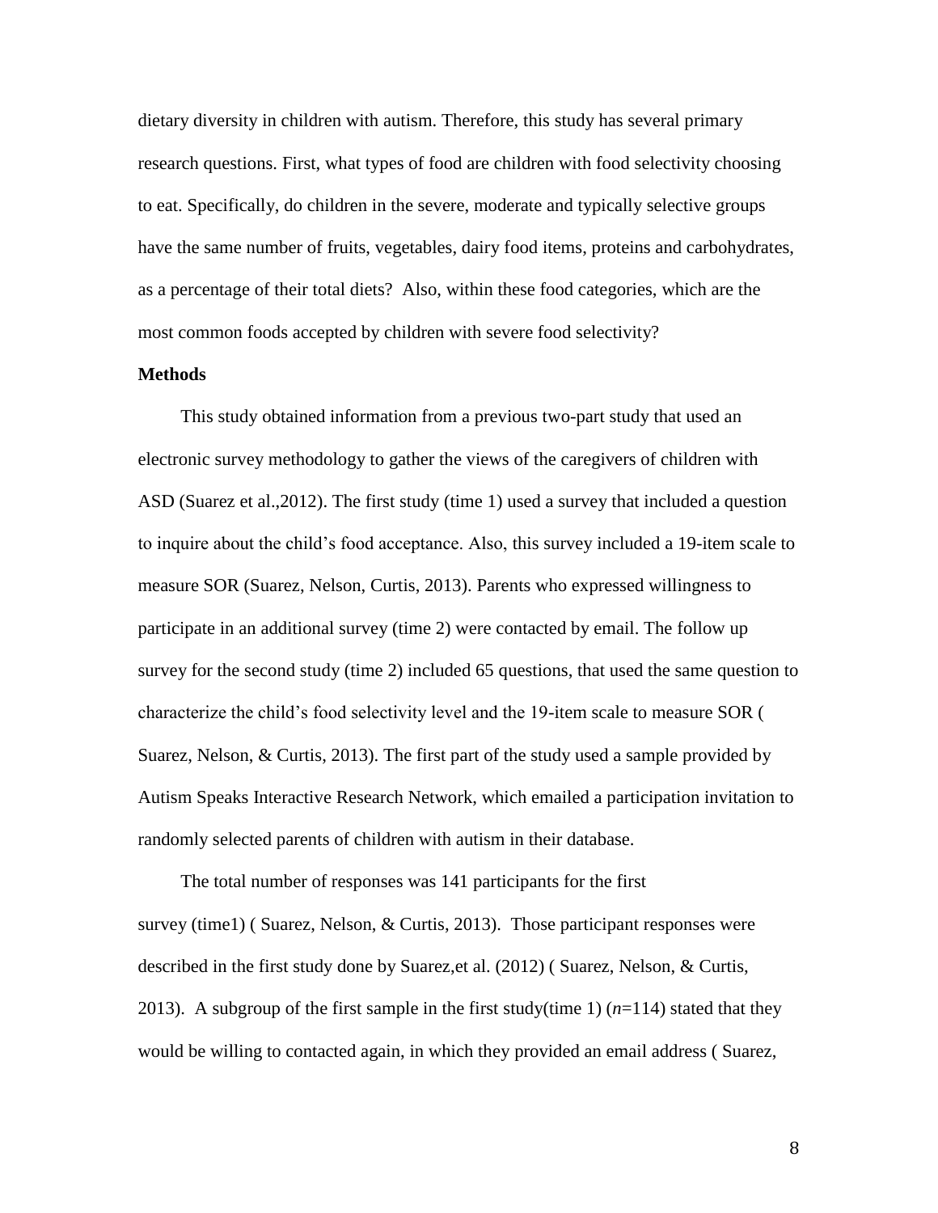dietary diversity in children with autism. Therefore, this study has several primary research questions. First, what types of food are children with food selectivity choosing to eat. Specifically, do children in the severe, moderate and typically selective groups have the same number of fruits, vegetables, dairy food items, proteins and carbohydrates, as a percentage of their total diets? Also, within these food categories, which are the most common foods accepted by children with severe food selectivity?

**Methods**

This study obtained information from a previous two-part study that used an electronic survey methodology to gather the views of the caregivers of children with ASD (Suarez et al.,2012). The first study (time 1) used a survey that included a question to inquire about the child's food acceptance. Also, this survey included a 19-item scale to measure SOR (Suarez, Nelson, Curtis, 2013). Parents who expressed willingness to participate in an additional survey (time 2) were contacted by email. The follow up survey for the second study (time 2) included 65 questions, that used the same question to characterize the child's food selectivity level and the 19-item scale to measure SOR ( Suarez, Nelson, & Curtis, 2013). The first part of the study used a sample provided by Autism Speaks Interactive Research Network, which emailed a participation invitation to randomly selected parents of children with autism in their database.

The total number of responses was 141 participants for the first survey (time1) ( Suarez, Nelson, & Curtis, 2013). Those participant responses were described in the first study done by Suarez,et al. (2012) ( Suarez, Nelson, & Curtis, 2013). A subgroup of the first sample in the first study(time 1) (*n*=114) stated that they would be willing to contacted again, in which they provided an email address ( Suarez,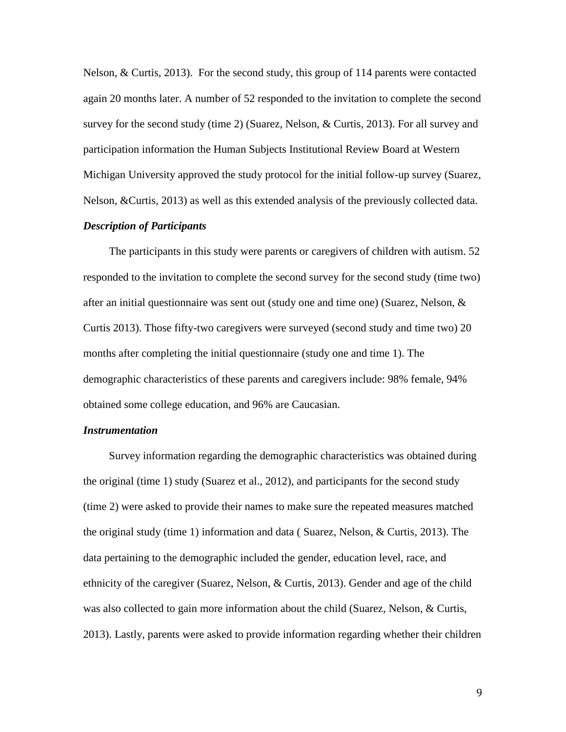Nelson, & Curtis, 2013). For the second study, this group of 114 parents were contacted again 20 months later. A number of 52 responded to the invitation to complete the second survey for the second study (time 2) (Suarez, Nelson, & Curtis, 2013). For all survey and participation information the Human Subjects Institutional Review Board at Western Michigan University approved the study protocol for the initial follow-up survey (Suarez, Nelson, &Curtis, 2013) as well as this extended analysis of the previously collected data.

### *Description of Participants*

The participants in this study were parents or caregivers of children with autism. 52 responded to the invitation to complete the second survey for the second study (time two) after an initial questionnaire was sent out (study one and time one) (Suarez, Nelson, & Curtis 2013). Those fifty-two caregivers were surveyed (second study and time two) 20 months after completing the initial questionnaire (study one and time 1). The demographic characteristics of these parents and caregivers include: 98% female, 94% obtained some college education, and 96% are Caucasian.

### *Instrumentation*

Survey information regarding the demographic characteristics was obtained during the original (time 1) study (Suarez et al., 2012), and participants for the second study (time 2) were asked to provide their names to make sure the repeated measures matched the original study (time 1) information and data ( Suarez, Nelson, & Curtis, 2013). The data pertaining to the demographic included the gender, education level, race, and ethnicity of the caregiver (Suarez, Nelson, & Curtis, 2013). Gender and age of the child was also collected to gain more information about the child (Suarez, Nelson, & Curtis, 2013). Lastly, parents were asked to provide information regarding whether their children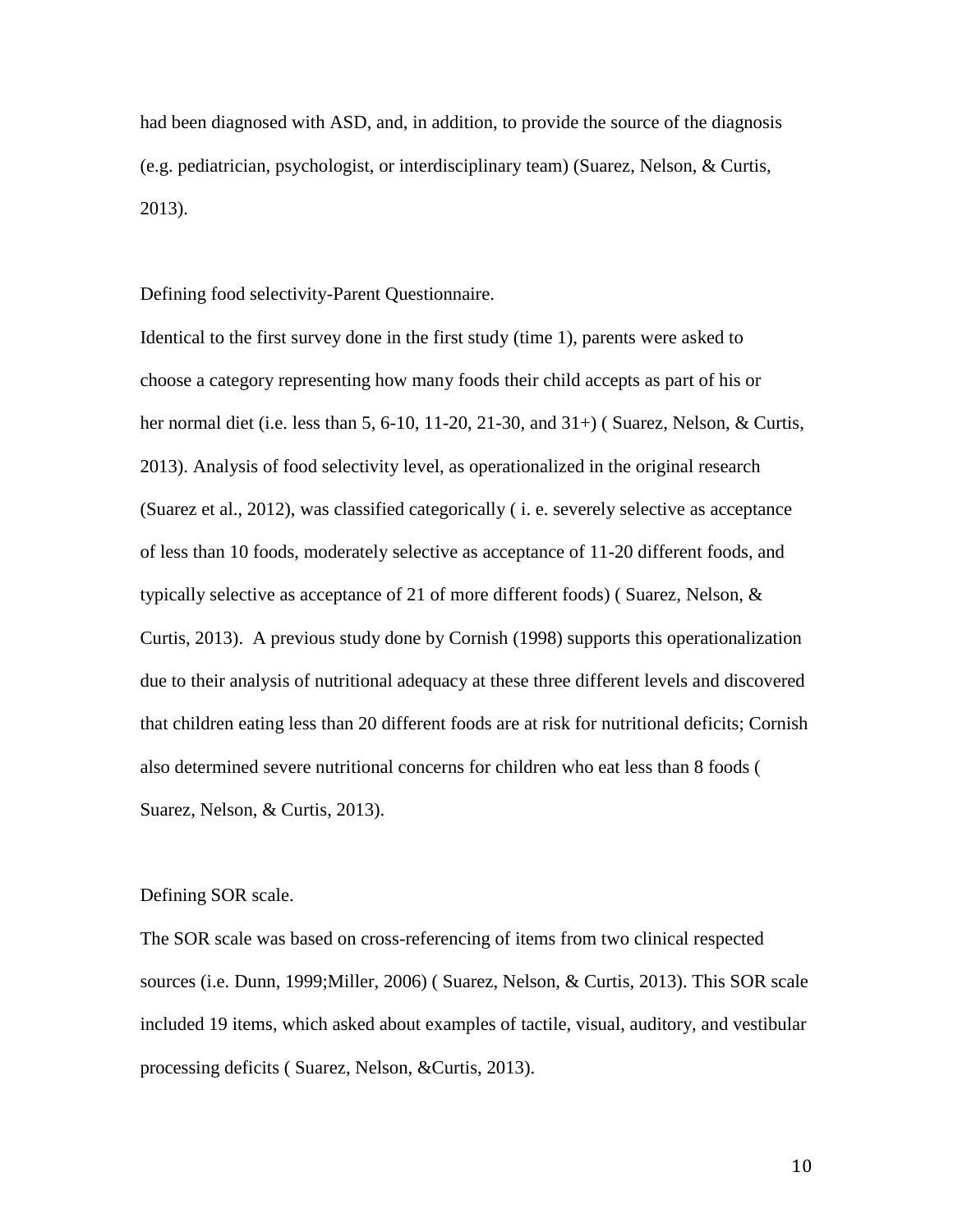had been diagnosed with ASD, and, in addition, to provide the source of the diagnosis (e.g. pediatrician, psychologist, or interdisciplinary team) (Suarez, Nelson, & Curtis, 2013).

Defining food selectivity-Parent Questionnaire.

Identical to the first survey done in the first study (time 1), parents were asked to choose a category representing how many foods their child accepts as part of his or her normal diet (i.e. less than 5, 6-10, 11-20, 21-30, and 31+) ( Suarez, Nelson, & Curtis, 2013). Analysis of food selectivity level, as operationalized in the original research (Suarez et al., 2012), was classified categorically ( i. e. severely selective as acceptance of less than 10 foods, moderately selective as acceptance of 11-20 different foods, and typically selective as acceptance of 21 of more different foods) ( Suarez, Nelson, & Curtis, 2013). A previous study done by Cornish (1998) supports this operationalization due to their analysis of nutritional adequacy at these three different levels and discovered that children eating less than 20 different foods are at risk for nutritional deficits; Cornish also determined severe nutritional concerns for children who eat less than 8 foods ( Suarez, Nelson, & Curtis, 2013).

Defining SOR scale.

The SOR scale was based on cross-referencing of items from two clinical respected sources (i.e. Dunn, 1999;Miller, 2006) ( Suarez, Nelson, & Curtis, 2013). This SOR scale included 19 items, which asked about examples of tactile, visual, auditory, and vestibular processing deficits ( Suarez, Nelson, &Curtis, 2013).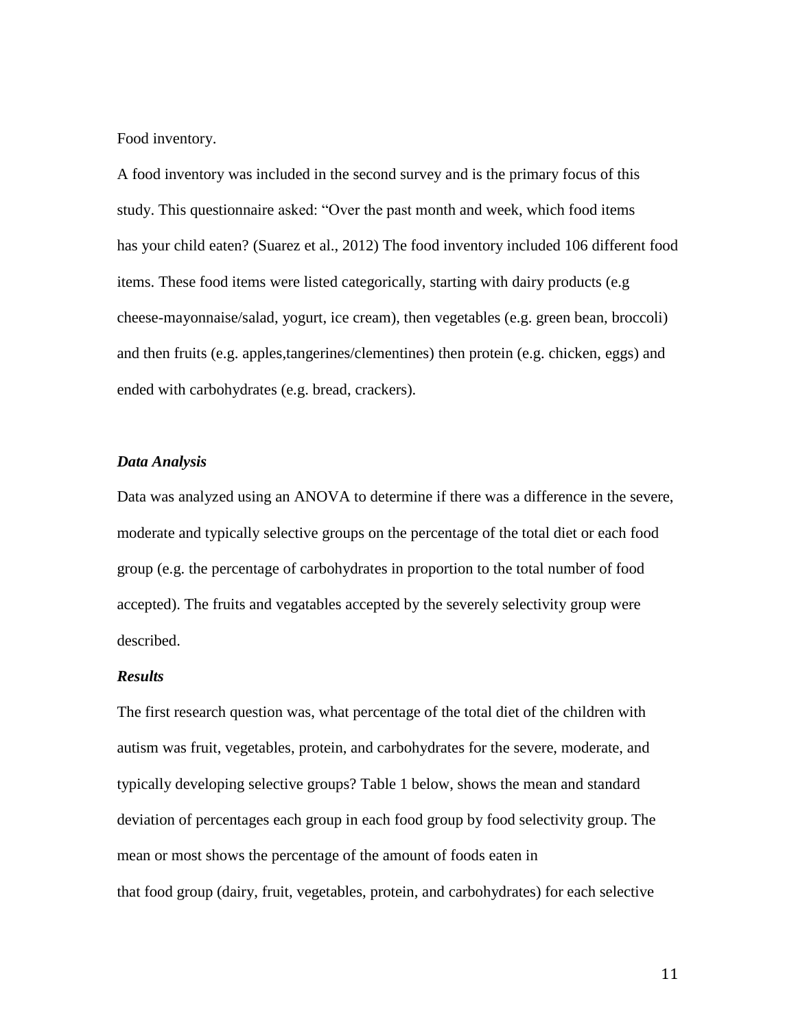Food inventory.

A food inventory was included in the second survey and is the primary focus of this study. This questionnaire asked: "Over the past month and week, which food items has your child eaten? (Suarez et al., 2012) The food inventory included 106 different food items. These food items were listed categorically, starting with dairy products (e.g cheese-mayonnaise/salad, yogurt, ice cream), then vegetables (e.g. green bean, broccoli) and then fruits (e.g. apples,tangerines/clementines) then protein (e.g. chicken, eggs) and ended with carbohydrates (e.g. bread, crackers).

### *Data Analysis*

Data was analyzed using an ANOVA to determine if there was a difference in the severe, moderate and typically selective groups on the percentage of the total diet or each food group (e.g. the percentage of carbohydrates in proportion to the total number of food accepted). The fruits and vegatables accepted by the severely selectivity group were described.

### *Results*

The first research question was, what percentage of the total diet of the children with autism was fruit, vegetables, protein, and carbohydrates for the severe, moderate, and typically developing selective groups? Table 1 below, shows the mean and standard deviation of percentages each group in each food group by food selectivity group. The mean or most shows the percentage of the amount of foods eaten in that food group (dairy, fruit, vegetables, protein, and carbohydrates) for each selective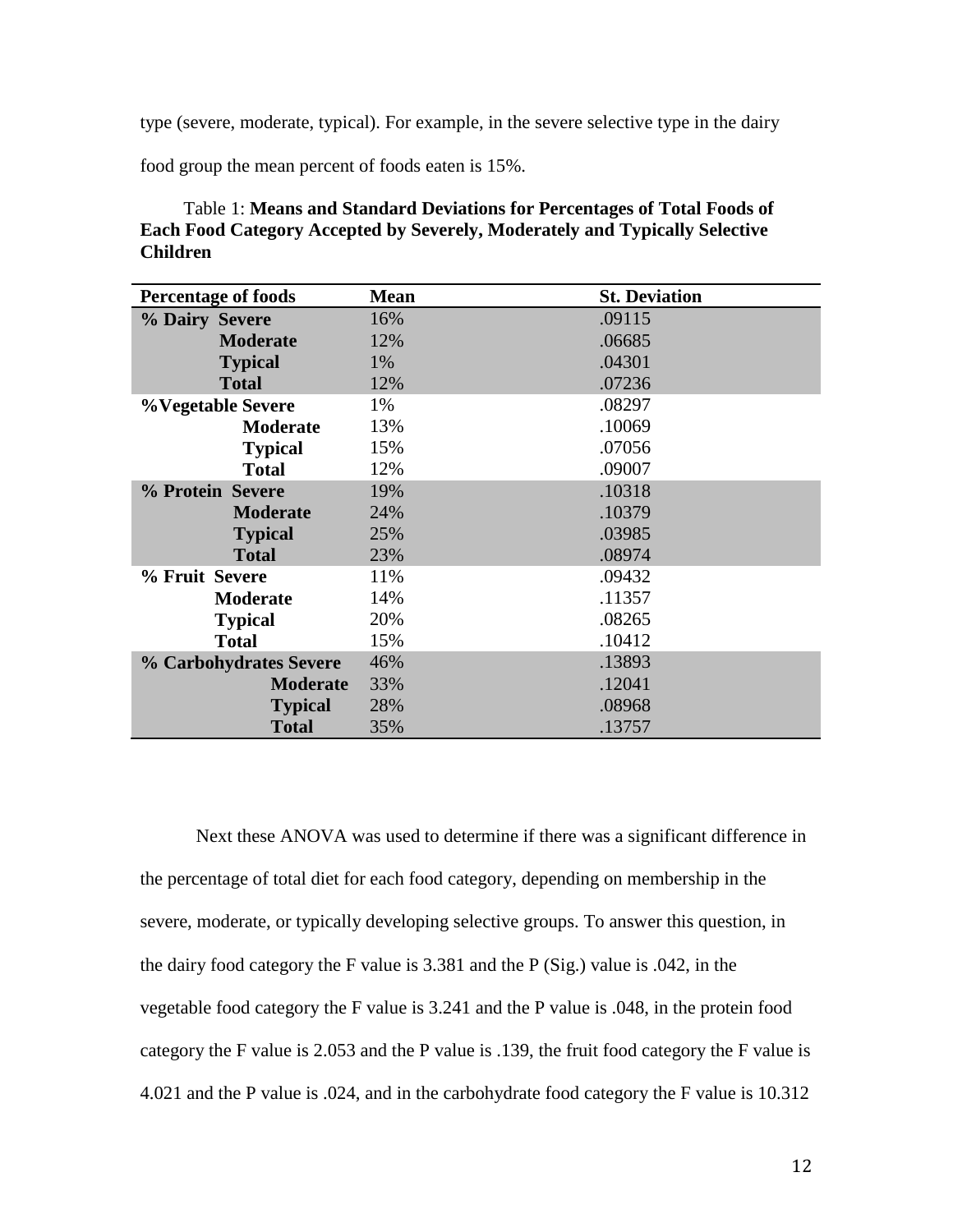type (severe, moderate, typical). For example, in the severe selective type in the dairy food group the mean percent of foods eaten is 15%.

Table 1: **Means and Standard Deviations for Percentages of Total Foods of Each Food Category Accepted by Severely, Moderately and Typically Selective Children**

| Percentage of foods | Mean | St. Deviation |
|---|---|---|
| **% Dairy Severe** | 16% | .09115 |
| **Moderate** | 12% | .06685 |
| **Typical** | 1% | .04301 |
| **Total** | 12% | .07236 |
| **%Vegetable Severe** | 1% | .08297 |
| **Moderate** | 13% | .10069 |
| **Typical** | 15% | .07056 |
| **Total** | 12% | .09007 |
| **% Protein Severe** | 19% | .10318 |
| **Moderate** | 24% | .10379 |
| **Typical** | 25% | .03985 |
| **Total** | 23% | .08974 |
| **% Fruit Severe** | 11% | .09432 |
| **Moderate** | 14% | .11357 |
| **Typical** | 20% | .08265 |
| **Total** | 15% | .10412 |
| **% Carbohydrates Severe** | 46% | .13893 |
| **Moderate** | 33% | .12041 |
| **Typical** | 28% | .08968 |
| **Total** | 35% | .13757 |

Next these ANOVA was used to determine if there was a significant difference in the percentage of total diet for each food category, depending on membership in the severe, moderate, or typically developing selective groups. To answer this question, in the dairy food category the F value is 3.381 and the P (Sig.) value is .042, in the vegetable food category the F value is 3.241 and the P value is .048, in the protein food category the F value is 2.053 and the P value is .139, the fruit food category the F value is 4.021 and the P value is .024, and in the carbohydrate food category the F value is 10.312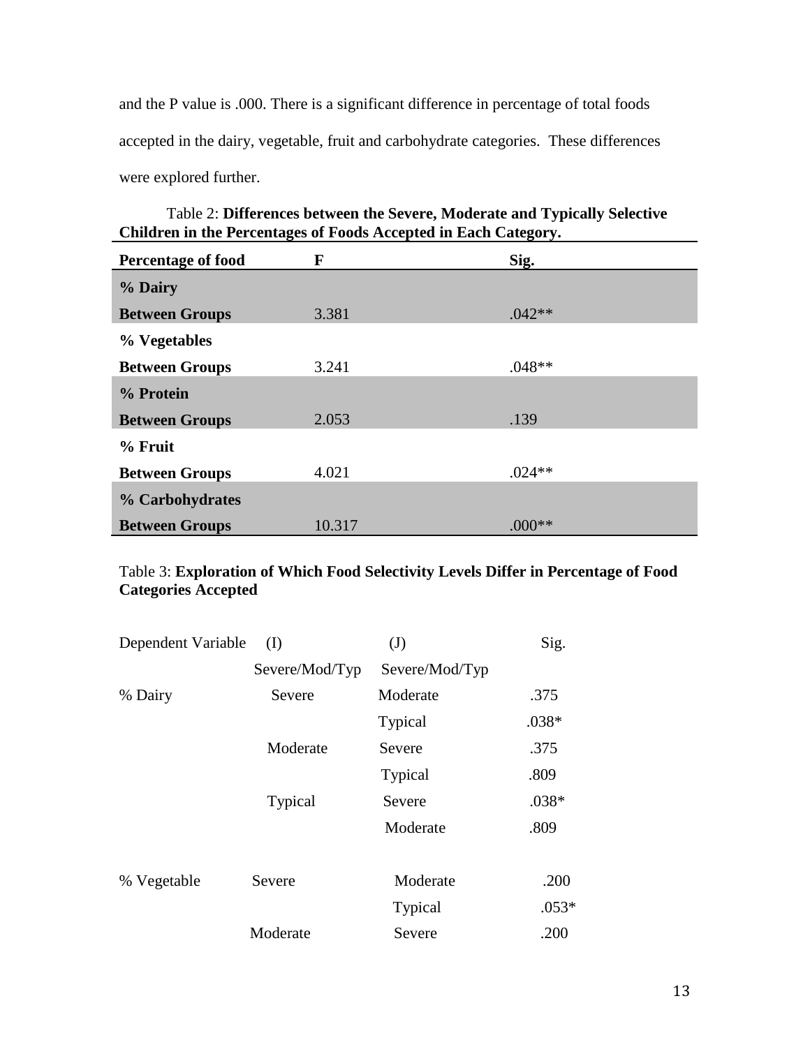and the P value is .000. There is a significant difference in percentage of total foods accepted in the dairy, vegetable, fruit and carbohydrate categories. These differences were explored further.

Table 2: **Differences between the Severe, Moderate and Typically Selective Children in the Percentages of Foods Accepted in Each Category.**

| Percentage of food | F | Sig. |
|---|---|---|
| **% Dairy** | | |
| **Between Groups** | 3.381 | .042** |
| **% Vegetables** | | |
| **Between Groups** | 3.241 | .048** |
| **% Protein** | | |
| **Between Groups** | 2.053 | .139 |
| **% Fruit** | | |
| **Between Groups** | 4.021 | .024** |
| **% Carbohydrates** | | |
| **Between Groups** | 10.317 | .000** |

Table 3: **Exploration of Which Food Selectivity Levels Differ in Percentage of Food Categories Accepted**

| Dependent Variable | (I) Severe/Mod/Typ | (J) Severe/Mod/Typ | Sig. |
|---|---|---|---|
| % Dairy | Severe | Moderate | .375 |
| | | Typical | .038* |
| | Moderate | Severe | .375 |
| | | Typical | .809 |
| | Typical | Severe | .038* |
| | | Moderate | .809 |
| % Vegetable | Severe | Moderate | .200 |
| | | Typical | .053* |
| | Moderate | Severe | .200 |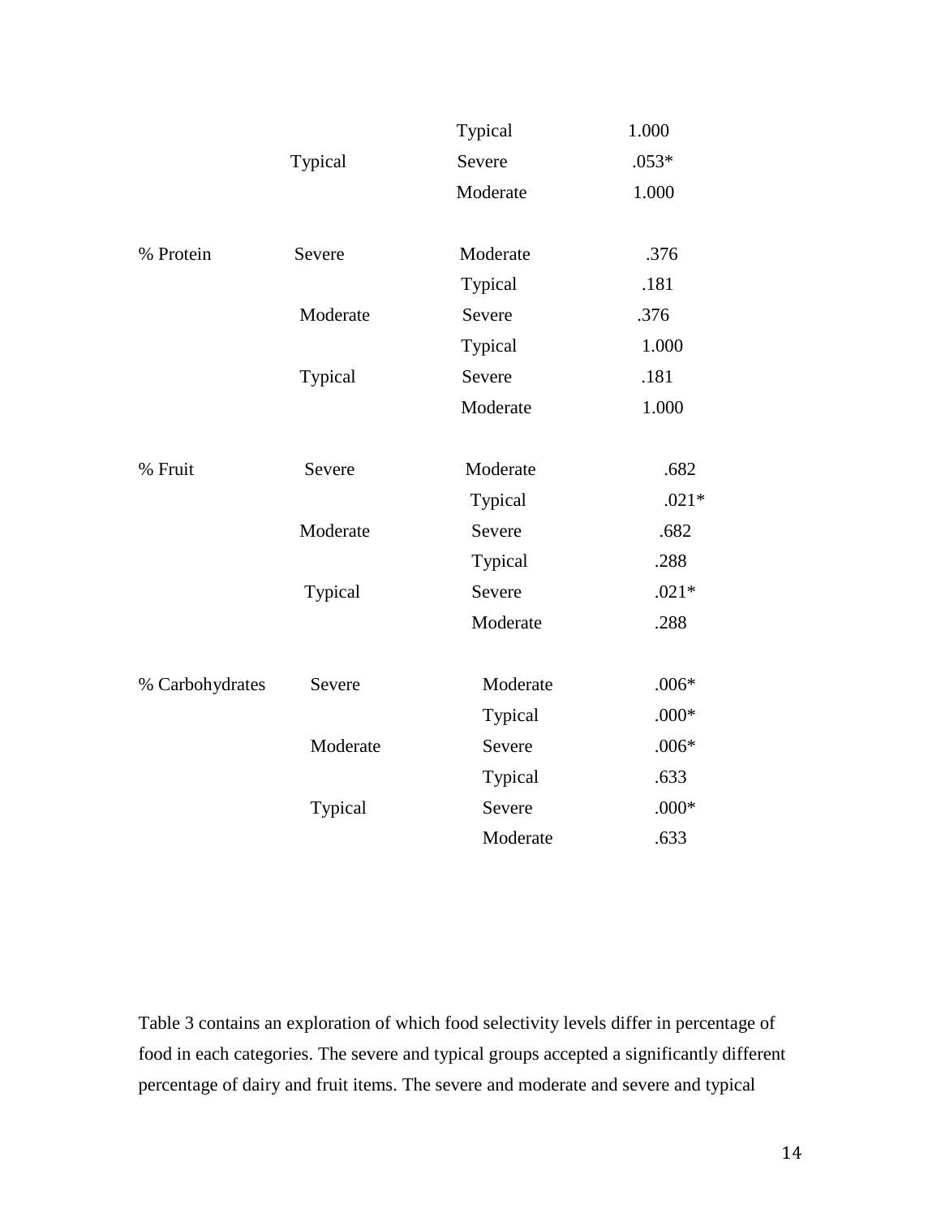| | | | |
|---|---|---|---|
| | | Typical | 1.000 |
| | Typical | Severe | .053* |
| | | Moderate | 1.000 |
| % Protein | Severe | Moderate | .376 |
| | | Typical | .181 |
| | Moderate | Severe | .376 |
| | | Typical | 1.000 |
| | Typical | Severe | .181 |
| | | Moderate | 1.000 |
| % Fruit | Severe | Moderate | .682 |
| | | Typical | .021* |
| | Moderate | Severe | .682 |
| | | Typical | .288 |
| | Typical | Severe | .021* |
| | | Moderate | .288 |
| % Carbohydrates | Severe | Moderate | .006* |
| | | Typical | .000* |
| | Moderate | Severe | .006* |
| | | Typical | .633 |
| | Typical | Severe | .000* |
| | | Moderate | .633 |

Table 3 contains an exploration of which food selectivity levels differ in percentage of food in each categories. The severe and typical groups accepted a significantly different percentage of dairy and fruit items. The severe and moderate and severe and typical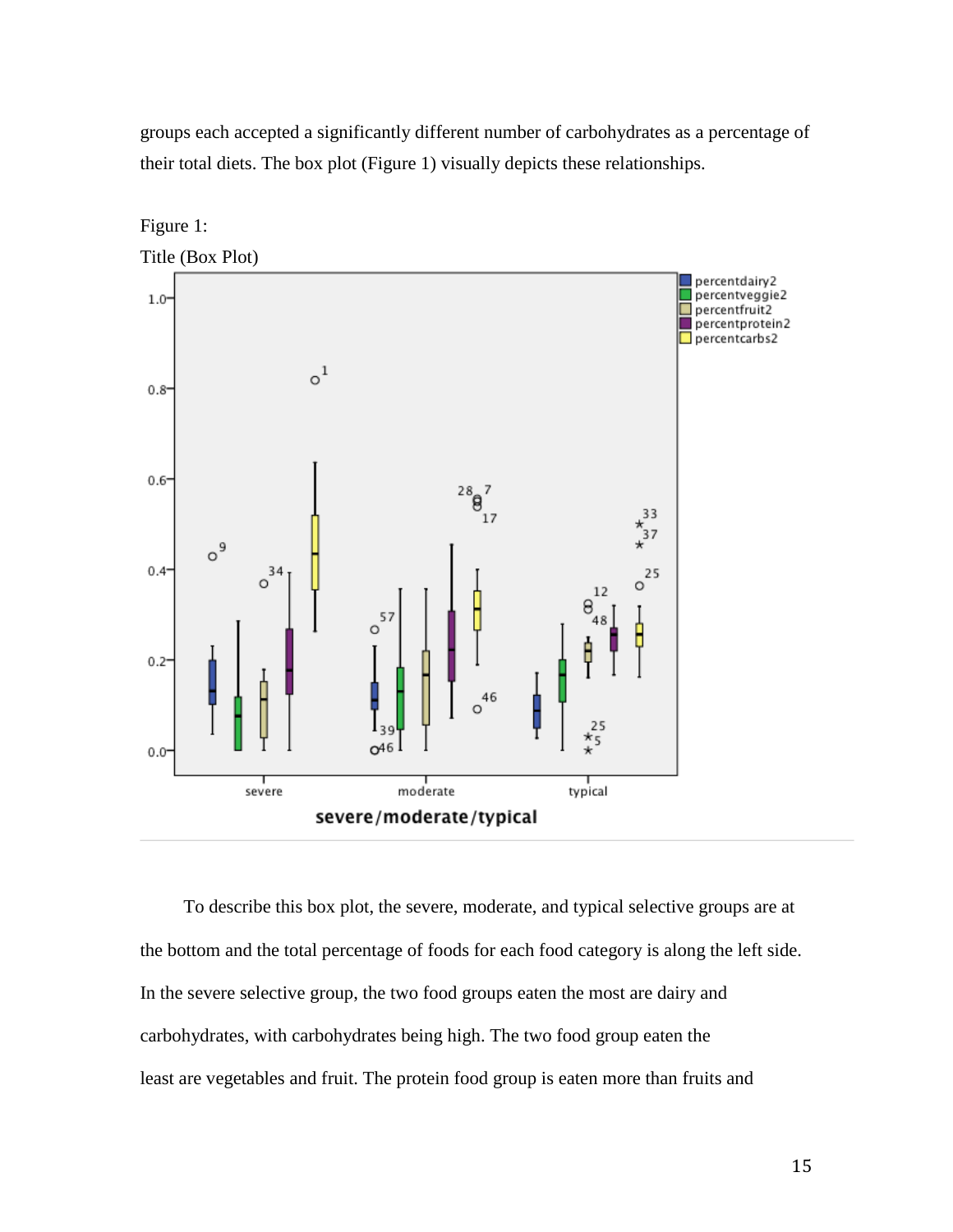groups each accepted a significantly different number of carbohydrates as a percentage of their total diets. The box plot (Figure 1) visually depicts these relationships.

Figure 1:

Title (Box Plot)

percentdairy2
percentveggie2
percentfruit2
percentprotein2
percentcarbs2

1.0
0.8
0.6
0.4
0.2
0.0

1
9
34
28 7
17
57
39
46
46
33
37
25
12
48
25
5

severe
moderate
typical

severe/moderate/typical

To describe this box plot, the severe, moderate, and typical selective groups are at the bottom and the total percentage of foods for each food category is along the left side. In the severe selective group, the two food groups eaten the most are dairy and carbohydrates, with carbohydrates being high. The two food group eaten the least are vegetables and fruit. The protein food group is eaten more than fruits and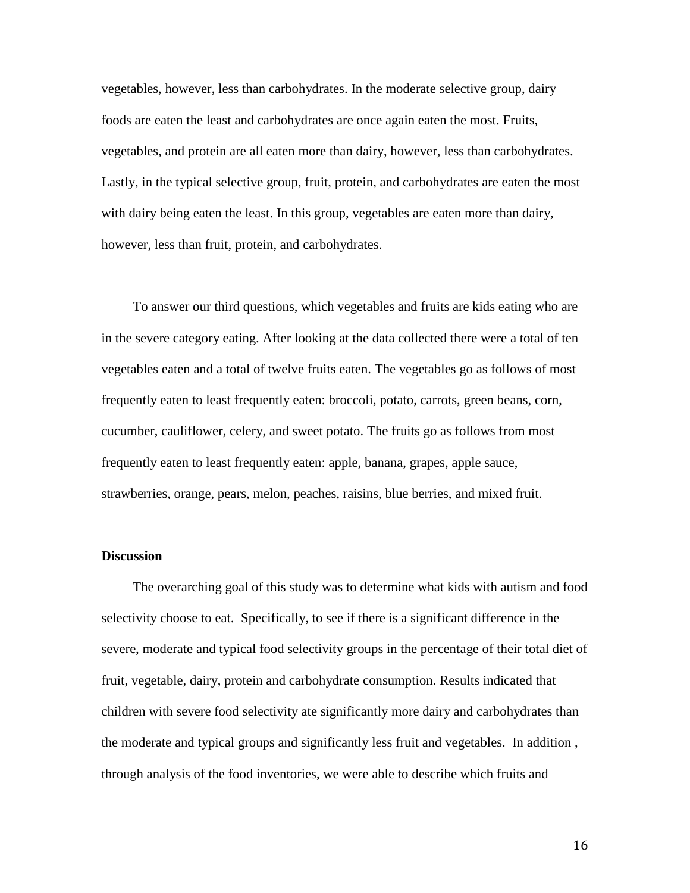vegetables, however, less than carbohydrates. In the moderate selective group, dairy foods are eaten the least and carbohydrates are once again eaten the most. Fruits, vegetables, and protein are all eaten more than dairy, however, less than carbohydrates. Lastly, in the typical selective group, fruit, protein, and carbohydrates are eaten the most with dairy being eaten the least. In this group, vegetables are eaten more than dairy, however, less than fruit, protein, and carbohydrates.

To answer our third questions, which vegetables and fruits are kids eating who are in the severe category eating. After looking at the data collected there were a total of ten vegetables eaten and a total of twelve fruits eaten. The vegetables go as follows of most frequently eaten to least frequently eaten: broccoli, potato, carrots, green beans, corn, cucumber, cauliflower, celery, and sweet potato. The fruits go as follows from most frequently eaten to least frequently eaten: apple, banana, grapes, apple sauce, strawberries, orange, pears, melon, peaches, raisins, blue berries, and mixed fruit.

## Discussion

The overarching goal of this study was to determine what kids with autism and food selectivity choose to eat. Specifically, to see if there is a significant difference in the severe, moderate and typical food selectivity groups in the percentage of their total diet of fruit, vegetable, dairy, protein and carbohydrate consumption. Results indicated that children with severe food selectivity ate significantly more dairy and carbohydrates than the moderate and typical groups and significantly less fruit and vegetables. In addition , through analysis of the food inventories, we were able to describe which fruits and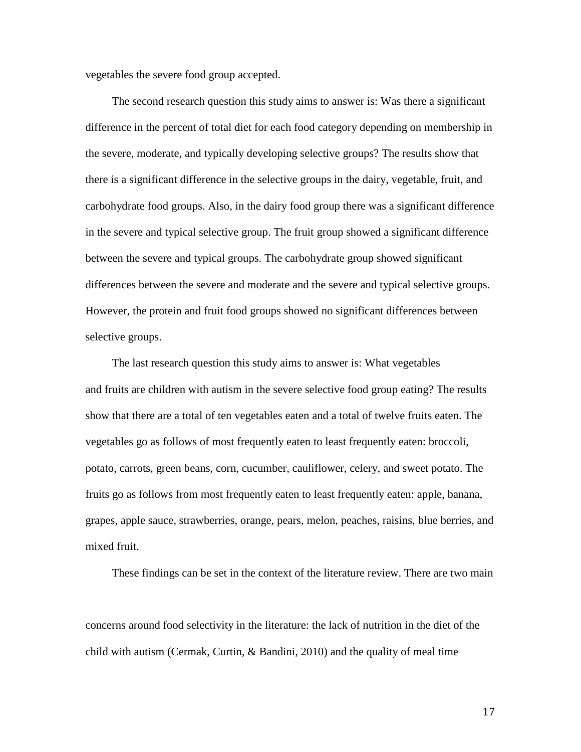vegetables the severe food group accepted.

The second research question this study aims to answer is: Was there a significant difference in the percent of total diet for each food category depending on membership in the severe, moderate, and typically developing selective groups? The results show that there is a significant difference in the selective groups in the dairy, vegetable, fruit, and carbohydrate food groups. Also, in the dairy food group there was a significant difference in the severe and typical selective group. The fruit group showed a significant difference between the severe and typical groups. The carbohydrate group showed significant differences between the severe and moderate and the severe and typical selective groups. However, the protein and fruit food groups showed no significant differences between selective groups.

The last research question this study aims to answer is: What vegetables and fruits are children with autism in the severe selective food group eating? The results show that there are a total of ten vegetables eaten and a total of twelve fruits eaten. The vegetables go as follows of most frequently eaten to least frequently eaten: broccoli, potato, carrots, green beans, corn, cucumber, cauliflower, celery, and sweet potato. The fruits go as follows from most frequently eaten to least frequently eaten: apple, banana, grapes, apple sauce, strawberries, orange, pears, melon, peaches, raisins, blue berries, and mixed fruit.

These findings can be set in the context of the literature review. There are two main concerns around food selectivity in the literature: the lack of nutrition in the diet of the child with autism (Cermak, Curtin, & Bandini, 2010) and the quality of meal time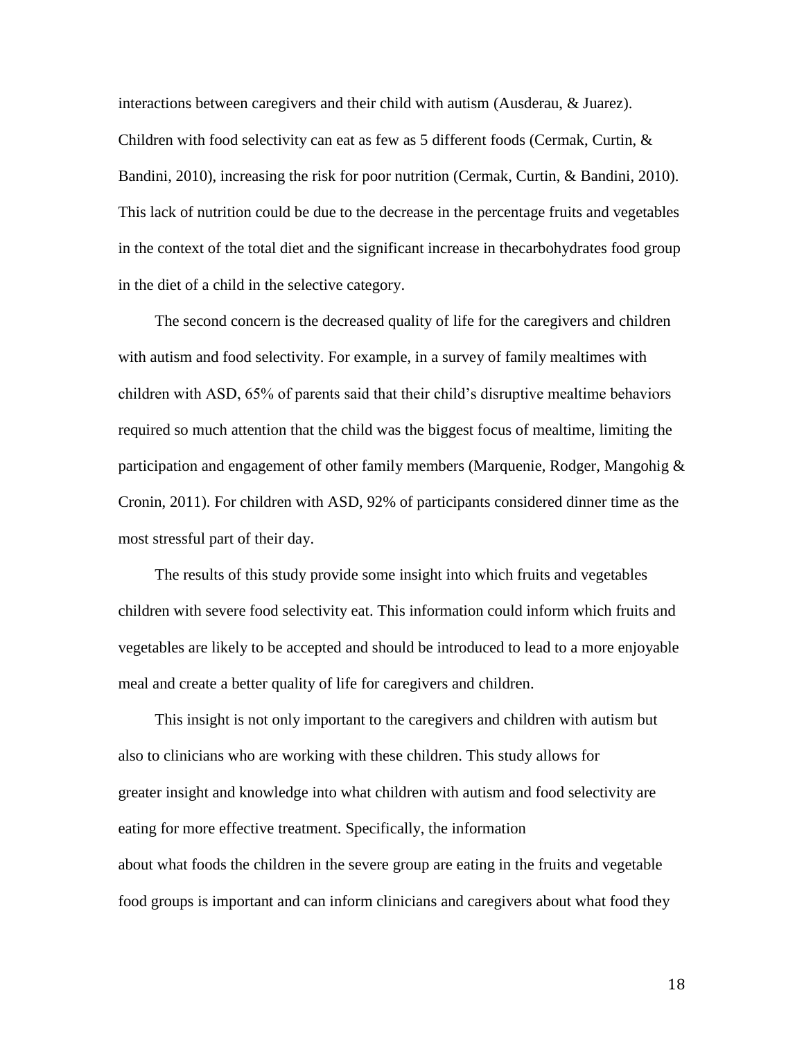interactions between caregivers and their child with autism (Ausderau, & Juarez). Children with food selectivity can eat as few as 5 different foods (Cermak, Curtin, & Bandini, 2010), increasing the risk for poor nutrition (Cermak, Curtin, & Bandini, 2010). This lack of nutrition could be due to the decrease in the percentage fruits and vegetables in the context of the total diet and the significant increase in thecarbohydrates food group in the diet of a child in the selective category.

The second concern is the decreased quality of life for the caregivers and children with autism and food selectivity. For example, in a survey of family mealtimes with children with ASD, 65% of parents said that their child's disruptive mealtime behaviors required so much attention that the child was the biggest focus of mealtime, limiting the participation and engagement of other family members (Marquenie, Rodger, Mangohig & Cronin, 2011). For children with ASD, 92% of participants considered dinner time as the most stressful part of their day.

The results of this study provide some insight into which fruits and vegetables children with severe food selectivity eat. This information could inform which fruits and vegetables are likely to be accepted and should be introduced to lead to a more enjoyable meal and create a better quality of life for caregivers and children.

This insight is not only important to the caregivers and children with autism but also to clinicians who are working with these children. This study allows for greater insight and knowledge into what children with autism and food selectivity are eating for more effective treatment. Specifically, the information about what foods the children in the severe group are eating in the fruits and vegetable food groups is important and can inform clinicians and caregivers about what food they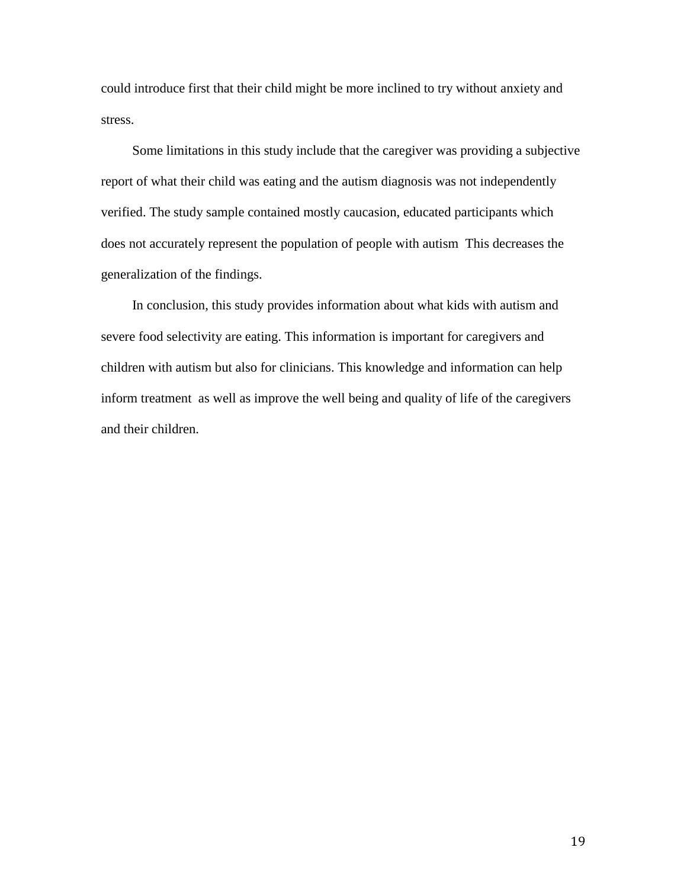could introduce first that their child might be more inclined to try without anxiety and stress.

Some limitations in this study include that the caregiver was providing a subjective report of what their child was eating and the autism diagnosis was not independently verified. The study sample contained mostly caucasion, educated participants which does not accurately represent the population of people with autism This decreases the generalization of the findings.

In conclusion, this study provides information about what kids with autism and severe food selectivity are eating. This information is important for caregivers and children with autism but also for clinicians. This knowledge and information can help inform treatment as well as improve the well being and quality of life of the caregivers and their children.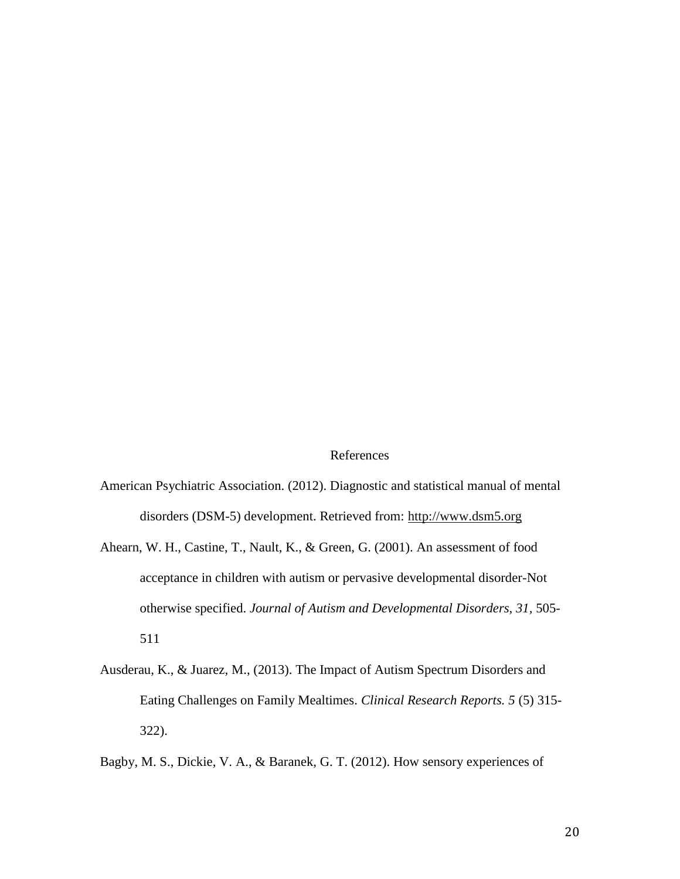# References

American Psychiatric Association. (2012). Diagnostic and statistical manual of mental disorders (DSM-5) development. Retrieved from: http://www.dsm5.org

Ahearn, W. H., Castine, T., Nault, K., & Green, G. (2001). An assessment of food acceptance in children with autism or pervasive developmental disorder-Not otherwise specified. *Journal of Autism and Developmental Disorders*, *31*, 505-511

Ausderau, K., & Juarez, M., (2013). The Impact of Autism Spectrum Disorders and Eating Challenges on Family Mealtimes. *Clinical Research Reports. 5* (5) 315-322).

Bagby, M. S., Dickie, V. A., & Baranek, G. T. (2012). How sensory experiences of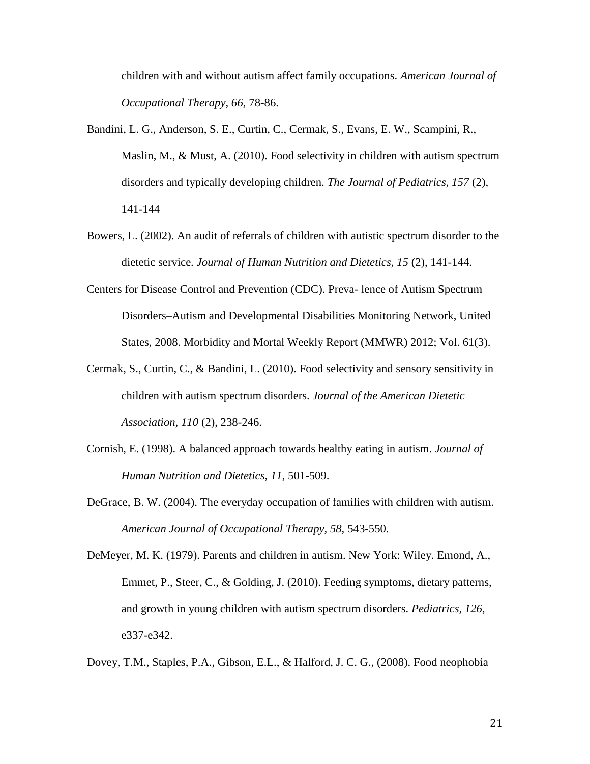children with and without autism affect family occupations. *American Journal of Occupational Therapy, 66*, 78-86.

Bandini, L. G., Anderson, S. E., Curtin, C., Cermak, S., Evans, E. W., Scampini, R., Maslin, M., & Must, A. (2010). Food selectivity in children with autism spectrum disorders and typically developing children. *The Journal of Pediatrics, 157* (2), 141-144

Bowers, L. (2002). An audit of referrals of children with autistic spectrum disorder to the dietetic service. *Journal of Human Nutrition and Dietetics, 15* (2), 141-144.

Centers for Disease Control and Prevention (CDC). Preva- lence of Autism Spectrum Disorders–Autism and Developmental Disabilities Monitoring Network, United States, 2008. Morbidity and Mortal Weekly Report (MMWR) 2012; Vol. 61(3).

Cermak, S., Curtin, C., & Bandini, L. (2010). Food selectivity and sensory sensitivity in children with autism spectrum disorders. *Journal of the American Dietetic Association, 110* (2), 238-246.

Cornish, E. (1998). A balanced approach towards healthy eating in autism. *Journal of Human Nutrition and Dietetics, 11*, 501-509.

DeGrace, B. W. (2004). The everyday occupation of families with children with autism. *American Journal of Occupational Therapy, 58*, 543-550.

DeMeyer, M. K. (1979). Parents and children in autism. New York: Wiley. Emond, A., Emmet, P., Steer, C., & Golding, J. (2010). Feeding symptoms, dietary patterns, and growth in young children with autism spectrum disorders. *Pediatrics, 126*, e337-e342.

Dovey, T.M., Staples, P.A., Gibson, E.L., & Halford, J. C. G., (2008). Food neophobia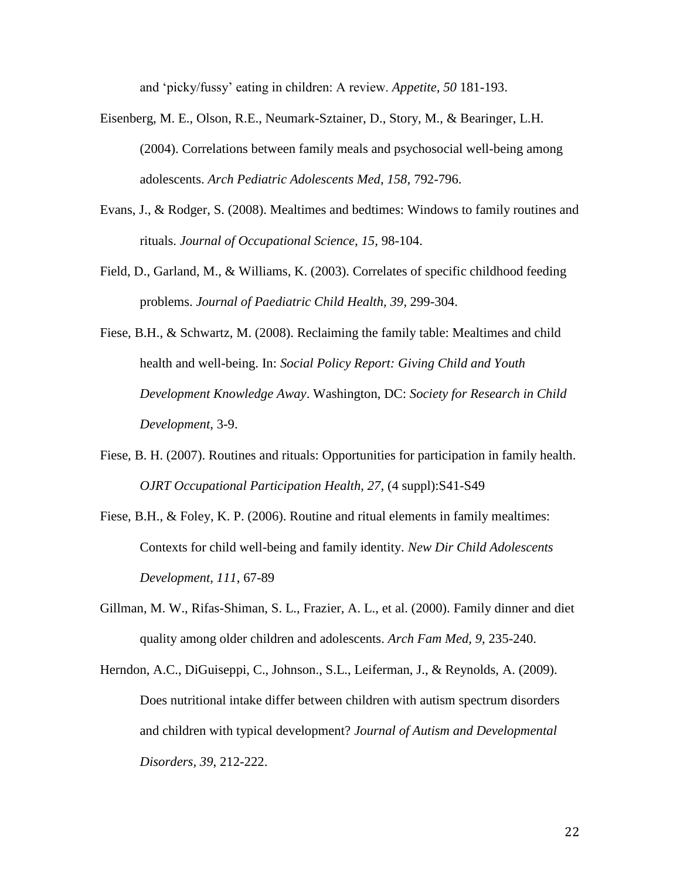and 'picky/fussy' eating in children: A review. *Appetite, 50* 181-193.

Eisenberg, M. E., Olson, R.E., Neumark-Sztainer, D., Story, M., & Bearinger, L.H. (2004). Correlations between family meals and psychosocial well-being among adolescents. *Arch Pediatric Adolescents Med, 158,* 792-796.

Evans, J., & Rodger, S. (2008). Mealtimes and bedtimes: Windows to family routines and rituals. *Journal of Occupational Science, 15*, 98-104.

Field, D., Garland, M., & Williams, K. (2003). Correlates of specific childhood feeding problems. *Journal of Paediatric Child Health, 39*, 299-304.

Fiese, B.H., & Schwartz, M. (2008). Reclaiming the family table: Mealtimes and child health and well-being. In: *Social Policy Report: Giving Child and Youth Development Knowledge Away*. Washington, DC: *Society for Research in Child Development,* 3-9.

Fiese, B. H. (2007). Routines and rituals: Opportunities for participation in family health. *OJRT Occupational Participation Health, 27,* (4 suppl):S41-S49

Fiese, B.H., & Foley, K. P. (2006). Routine and ritual elements in family mealtimes: Contexts for child well-being and family identity. *New Dir Child Adolescents Development, 111*, 67-89

Gillman, M. W., Rifas-Shiman, S. L., Frazier, A. L., et al. (2000). Family dinner and diet quality among older children and adolescents. *Arch Fam Med, 9,* 235-240.

Herndon, A.C., DiGuiseppi, C., Johnson., S.L., Leiferman, J., & Reynolds, A. (2009). Does nutritional intake differ between children with autism spectrum disorders and children with typical development? *Journal of Autism and Developmental Disorders, 39*, 212-222.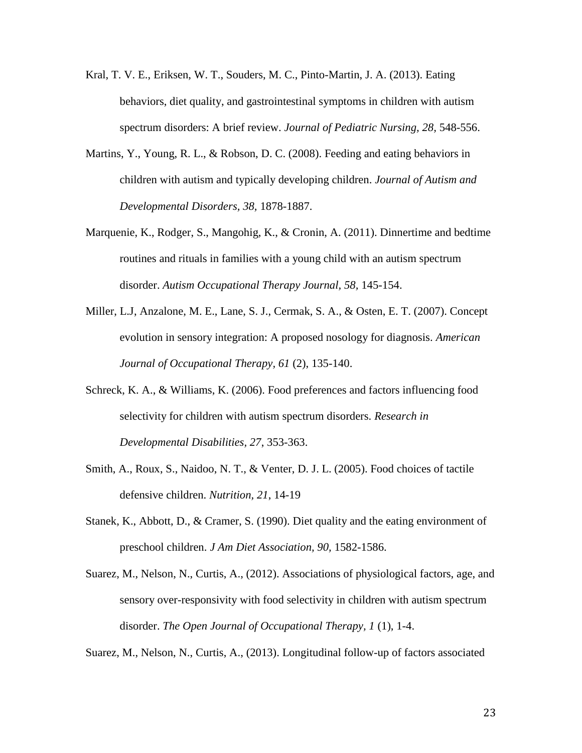Kral, T. V. E., Eriksen, W. T., Souders, M. C., Pinto-Martin, J. A. (2013). Eating behaviors, diet quality, and gastrointestinal symptoms in children with autism spectrum disorders: A brief review. *Journal of Pediatric Nursing, 28,* 548-556.

Martins, Y., Young, R. L., & Robson, D. C. (2008). Feeding and eating behaviors in children with autism and typically developing children. *Journal of Autism and Developmental Disorders, 38,* 1878-1887.

Marquenie, K., Rodger, S., Mangohig, K., & Cronin, A. (2011). Dinnertime and bedtime routines and rituals in families with a young child with an autism spectrum disorder. *Autism Occupational Therapy Journal, 58,* 145-154.

Miller, L.J, Anzalone, M. E., Lane, S. J., Cermak, S. A., & Osten, E. T. (2007). Concept evolution in sensory integration: A proposed nosology for diagnosis. *American Journal of Occupational Therapy, 61* (2), 135-140.

Schreck, K. A., & Williams, K. (2006). Food preferences and factors influencing food selectivity for children with autism spectrum disorders. *Research in Developmental Disabilities, 27*, 353-363.

Smith, A., Roux, S., Naidoo, N. T., & Venter, D. J. L. (2005). Food choices of tactile defensive children. *Nutrition, 21*, 14-19

Stanek, K., Abbott, D., & Cramer, S. (1990). Diet quality and the eating environment of preschool children. *J Am Diet Association, 90,* 1582-1586.

Suarez, M., Nelson, N., Curtis, A., (2012). Associations of physiological factors, age, and sensory over-responsivity with food selectivity in children with autism spectrum disorder. *The Open Journal of Occupational Therapy, 1* (1), 1-4.

Suarez, M., Nelson, N., Curtis, A., (2013). Longitudinal follow-up of factors associated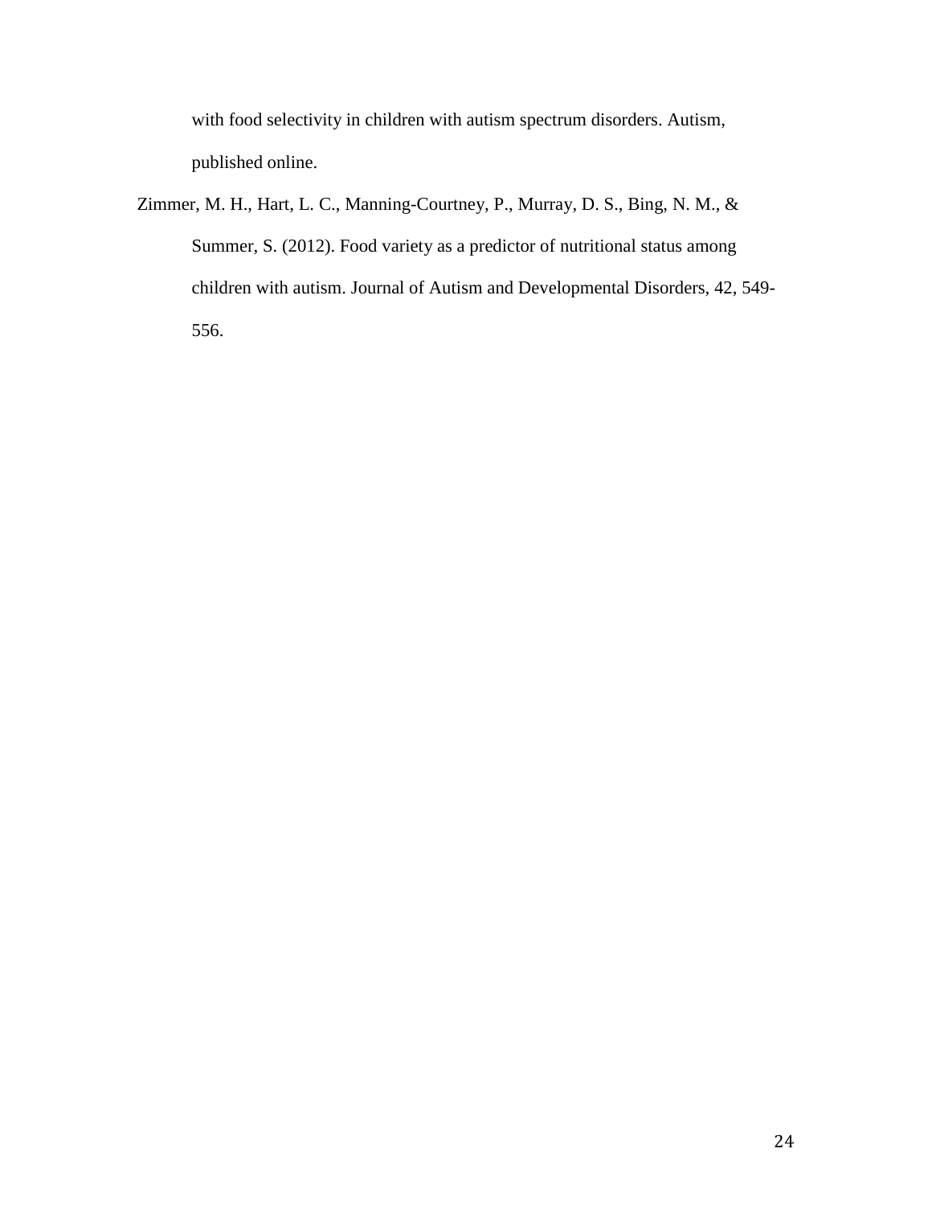with food selectivity in children with autism spectrum disorders. Autism, published online.

Zimmer, M. H., Hart, L. C., Manning-Courtney, P., Murray, D. S., Bing, N. M., & Summer, S. (2012). Food variety as a predictor of nutritional status among children with autism. Journal of Autism and Developmental Disorders, 42, 549-556.